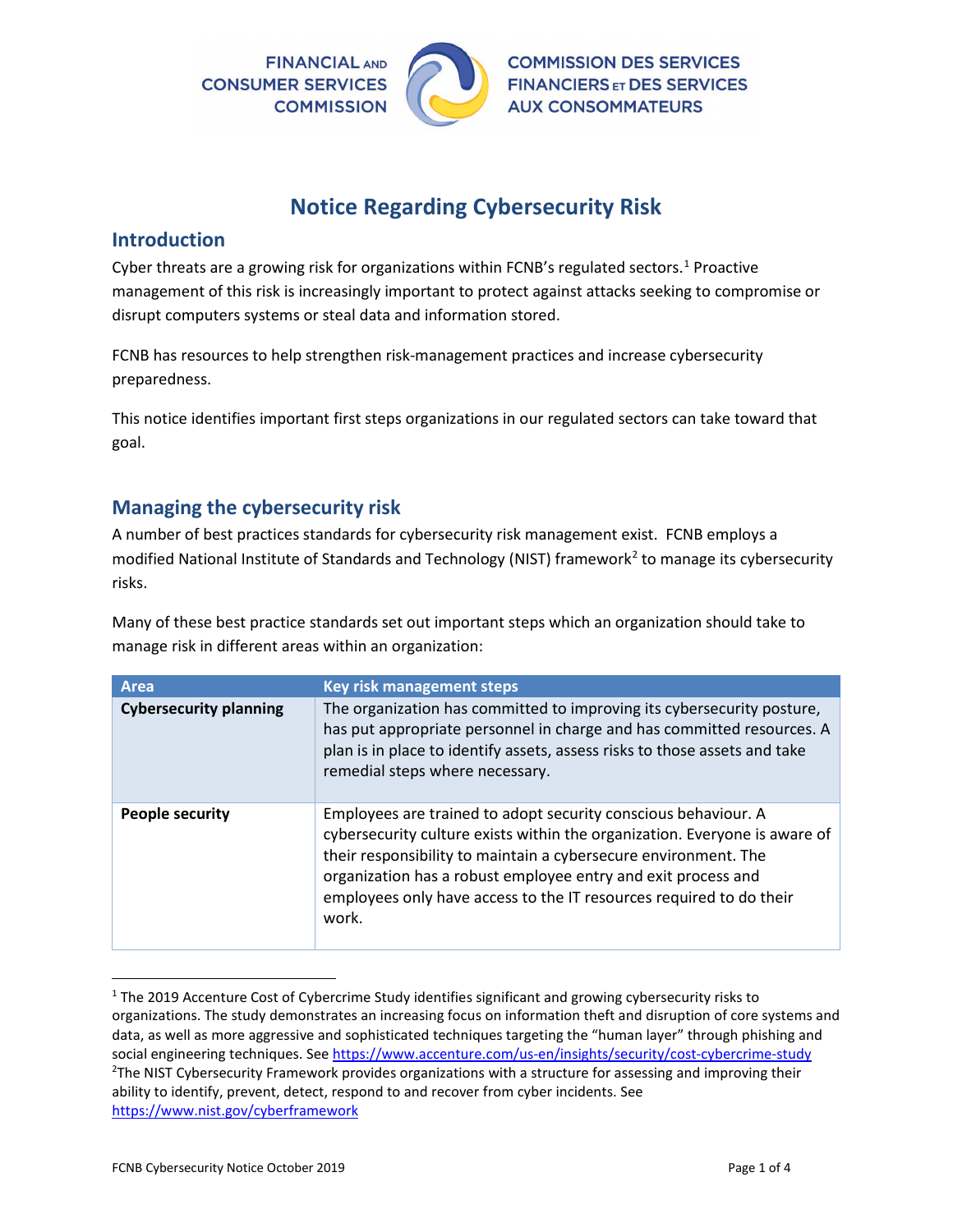FINANCIAL AND CONSUMER SERVICES COMMISSION

COMMISSION DES SERVICES FINANCIERS ET DES SERVICES AUX CONSOMMATEURS

# Notice Regarding Cybersecurity Risk

## Introduction

Cyber threats are a growing risk for organizations within FCNB's regulated sectors.[1] Proactive management of this risk is increasingly important to protect against attacks seeking to compromise or disrupt computers systems or steal data and information stored.

FCNB has resources to help strengthen risk-management practices and increase cybersecurity preparedness.

This notice identifies important first steps organizations in our regulated sectors can take toward that goal.

## Managing the cybersecurity risk

A number of best practices standards for cybersecurity risk management exist. FCNB employs a modified National Institute of Standards and Technology (NIST) framework[2] to manage its cybersecurity risks.

Many of these best practice standards set out important steps which an organization should take to manage risk in different areas within an organization:

| Area | Key risk management steps |
| --- | --- |
| **Cybersecurity planning** | The organization has committed to improving its cybersecurity posture, has put appropriate personnel in charge and has committed resources. A plan is in place to identify assets, assess risks to those assets and take remedial steps where necessary. |
| **People security** | Employees are trained to adopt security conscious behaviour. A cybersecurity culture exists within the organization. Everyone is aware of their responsibility to maintain a cybersecure environment. The organization has a robust employee entry and exit process and employees only have access to the IT resources required to do their work. |

[1] The 2019 Accenture Cost of Cybercrime Study identifies significant and growing cybersecurity risks to organizations. The study demonstrates an increasing focus on information theft and disruption of core systems and data, as well as more aggressive and sophisticated techniques targeting the "human layer" through phishing and social engineering techniques. See https://www.accenture.com/us-en/insights/security/cost-cybercrime-study

[2] The NIST Cybersecurity Framework provides organizations with a structure for assessing and improving their ability to identify, prevent, detect, respond to and recover from cyber incidents. See https://www.nist.gov/cyberframework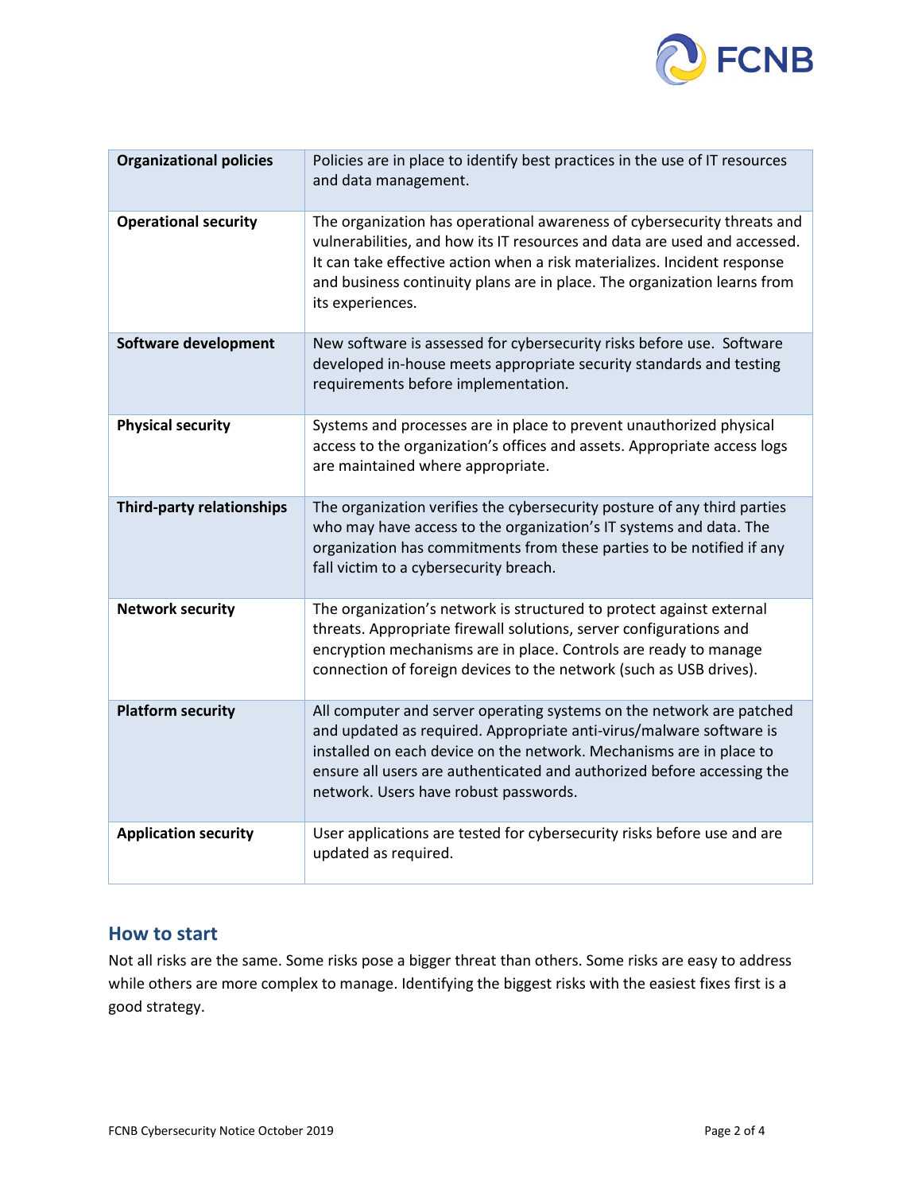| | |
|---|---|
| **Organizational policies** | Policies are in place to identify best practices in the use of IT resources and data management. |
| **Operational security** | The organization has operational awareness of cybersecurity threats and vulnerabilities, and how its IT resources and data are used and accessed. It can take effective action when a risk materializes. Incident response and business continuity plans are in place. The organization learns from its experiences. |
| **Software development** | New software is assessed for cybersecurity risks before use. Software developed in-house meets appropriate security standards and testing requirements before implementation. |
| **Physical security** | Systems and processes are in place to prevent unauthorized physical access to the organization's offices and assets. Appropriate access logs are maintained where appropriate. |
| **Third-party relationships** | The organization verifies the cybersecurity posture of any third parties who may have access to the organization's IT systems and data. The organization has commitments from these parties to be notified if any fall victim to a cybersecurity breach. |
| **Network security** | The organization's network is structured to protect against external threats. Appropriate firewall solutions, server configurations and encryption mechanisms are in place. Controls are ready to manage connection of foreign devices to the network (such as USB drives). |
| **Platform security** | All computer and server operating systems on the network are patched and updated as required. Appropriate anti-virus/malware software is installed on each device on the network. Mechanisms are in place to ensure all users are authenticated and authorized before accessing the network. Users have robust passwords. |
| **Application security** | User applications are tested for cybersecurity risks before use and are updated as required. |

## How to start

Not all risks are the same. Some risks pose a bigger threat than others. Some risks are easy to address while others are more complex to manage. Identifying the biggest risks with the easiest fixes first is a good strategy.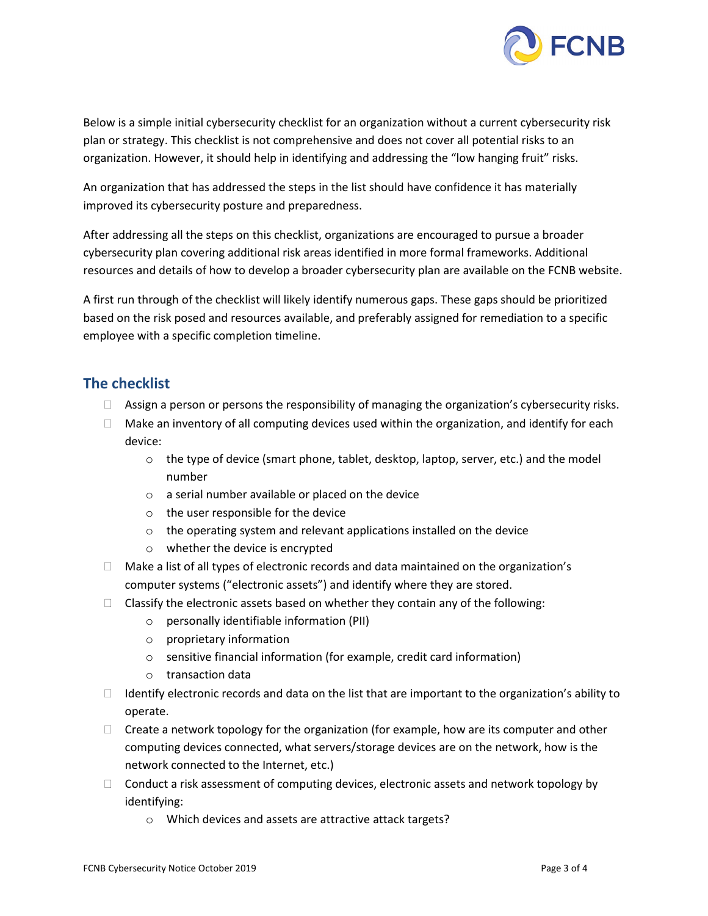Below is a simple initial cybersecurity checklist for an organization without a current cybersecurity risk plan or strategy. This checklist is not comprehensive and does not cover all potential risks to an organization. However, it should help in identifying and addressing the "low hanging fruit" risks.

An organization that has addressed the steps in the list should have confidence it has materially improved its cybersecurity posture and preparedness.

After addressing all the steps on this checklist, organizations are encouraged to pursue a broader cybersecurity plan covering additional risk areas identified in more formal frameworks. Additional resources and details of how to develop a broader cybersecurity plan are available on the FCNB website.

A first run through of the checklist will likely identify numerous gaps. These gaps should be prioritized based on the risk posed and resources available, and preferably assigned for remediation to a specific employee with a specific completion timeline.

## The checklist

- [ ] Assign a person or persons the responsibility of managing the organization's cybersecurity risks.
- [ ] Make an inventory of all computing devices used within the organization, and identify for each device:
  - the type of device (smart phone, tablet, desktop, laptop, server, etc.) and the model number
  - a serial number available or placed on the device
  - the user responsible for the device
  - the operating system and relevant applications installed on the device
  - whether the device is encrypted
- [ ] Make a list of all types of electronic records and data maintained on the organization's computer systems ("electronic assets") and identify where they are stored.
- [ ] Classify the electronic assets based on whether they contain any of the following:
  - personally identifiable information (PII)
  - proprietary information
  - sensitive financial information (for example, credit card information)
  - transaction data
- [ ] Identify electronic records and data on the list that are important to the organization's ability to operate.
- [ ] Create a network topology for the organization (for example, how are its computer and other computing devices connected, what servers/storage devices are on the network, how is the network connected to the Internet, etc.)
- [ ] Conduct a risk assessment of computing devices, electronic assets and network topology by identifying:
  - Which devices and assets are attractive attack targets?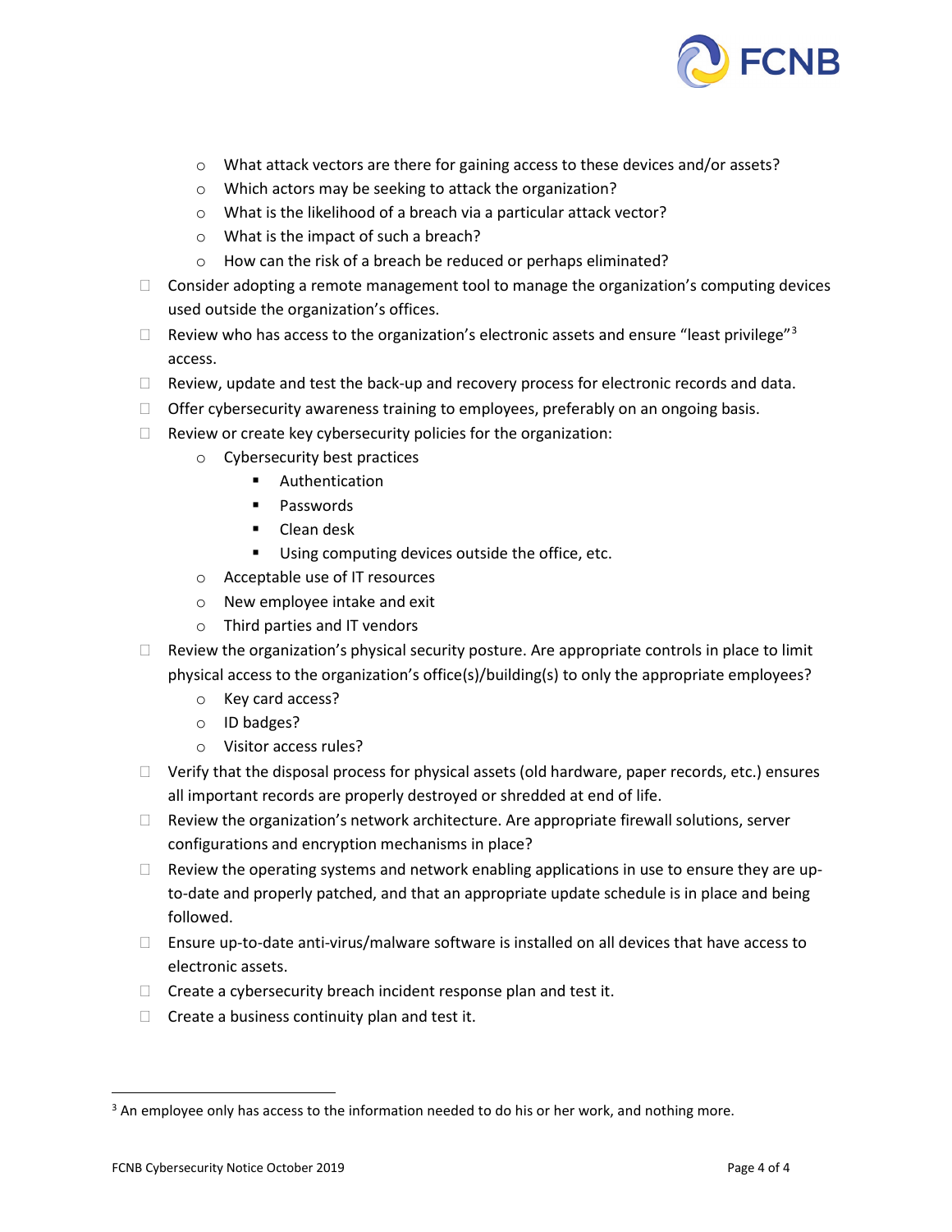- What attack vectors are there for gaining access to these devices and/or assets?
  - Which actors may be seeking to attack the organization?
  - What is the likelihood of a breach via a particular attack vector?
  - What is the impact of such a breach?
  - How can the risk of a breach be reduced or perhaps eliminated?
- Consider adopting a remote management tool to manage the organization's computing devices used outside the organization's offices.
- Review who has access to the organization's electronic assets and ensure "least privilege"[3] access.
- Review, update and test the back-up and recovery process for electronic records and data.
- Offer cybersecurity awareness training to employees, preferably on an ongoing basis.
- Review or create key cybersecurity policies for the organization:
  - Cybersecurity best practices
    - Authentication
    - Passwords
    - Clean desk
    - Using computing devices outside the office, etc.
  - Acceptable use of IT resources
  - New employee intake and exit
  - Third parties and IT vendors
- Review the organization's physical security posture. Are appropriate controls in place to limit physical access to the organization's office(s)/building(s) to only the appropriate employees?
  - Key card access?
  - ID badges?
  - Visitor access rules?
- Verify that the disposal process for physical assets (old hardware, paper records, etc.) ensures all important records are properly destroyed or shredded at end of life.
- Review the organization's network architecture. Are appropriate firewall solutions, server configurations and encryption mechanisms in place?
- Review the operating systems and network enabling applications in use to ensure they are up-to-date and properly patched, and that an appropriate update schedule is in place and being followed.
- Ensure up-to-date anti-virus/malware software is installed on all devices that have access to electronic assets.
- Create a cybersecurity breach incident response plan and test it.
- Create a business continuity plan and test it.

[3] An employee only has access to the information needed to do his or her work, and nothing more.